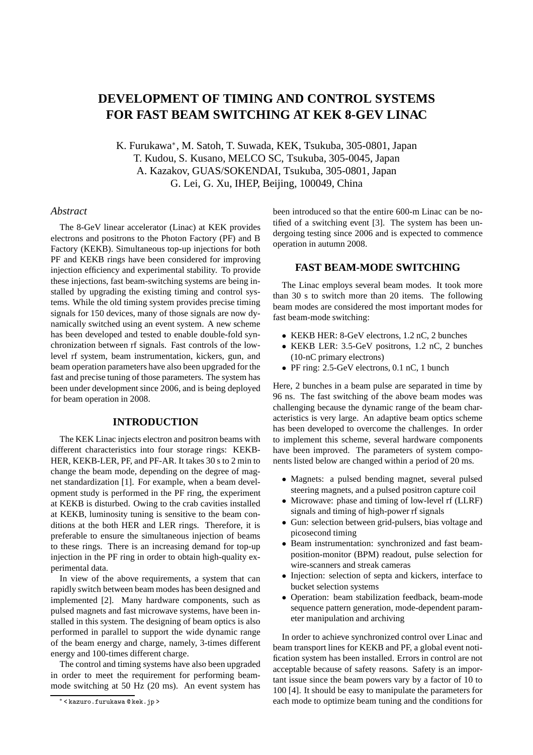# DEVELOPMENT OF TIMING AND CONTROL SYSTEMS FOR FAST BEAM SWITCHING AT KEK 8-GEV LINAC

K. Furukawa*, M. Satoh, T. Suwada, KEK, Tsukuba, 305-0801, Japan
T. Kudou, S. Kusano, MELCO SC, Tsukuba, 305-0045, Japan
A. Kazakov, GUAS/SOKENDAI, Tsukuba, 305-0801, Japan
G. Lei, G. Xu, IHEP, Beijing, 100049, China

## *Abstract*

The 8-GeV linear accelerator (Linac) at KEK provides electrons and positrons to the Photon Factory (PF) and B Factory (KEKB). Simultaneous top-up injections for both PF and KEKB rings have been considered for improving injection efficiency and experimental stability. To provide these injections, fast beam-switching systems are being installed by upgrading the existing timing and control systems. While the old timing system provides precise timing signals for 150 devices, many of those signals are now dynamically switched using an event system. A new scheme has been developed and tested to enable double-fold synchronization between rf signals. Fast controls of the low-level rf system, beam instrumentation, kickers, gun, and beam operation parameters have also been upgraded for the fast and precise tuning of those parameters. The system has been under development since 2006, and is being deployed for beam operation in 2008.

## INTRODUCTION

The KEK Linac injects electron and positron beams with different characteristics into four storage rings: KEKB-HER, KEKB-LER, PF, and PF-AR. It takes 30 s to 2 min to change the beam mode, depending on the degree of magnet standardization [1]. For example, when a beam development study is performed in the PF ring, the experiment at KEKB is disturbed. Owing to the crab cavities installed at KEKB, luminosity tuning is sensitive to the beam conditions at the both HER and LER rings. Therefore, it is preferable to ensure the simultaneous injection of beams to these rings. There is an increasing demand for top-up injection in the PF ring in order to obtain high-quality experimental data.

In view of the above requirements, a system that can rapidly switch between beam modes has been designed and implemented [2]. Many hardware components, such as pulsed magnets and fast microwave systems, have been installed in this system. The designing of beam optics is also performed in parallel to support the wide dynamic range of the beam energy and charge, namely, 3-times different energy and 100-times different charge.

The control and timing systems have also been upgraded in order to meet the requirement for performing beam-mode switching at 50 Hz (20 ms). An event system has been introduced so that the entire 600-m Linac can be notified of a switching event [3]. The system has been undergoing testing since 2006 and is expected to commence operation in autumn 2008.

## FAST BEAM-MODE SWITCHING

The Linac employs several beam modes. It took more than 30 s to switch more than 20 items. The following beam modes are considered the most important modes for fast beam-mode switching:

- KEKB HER: 8-GeV electrons, 1.2 nC, 2 bunches
- KEKB LER: 3.5-GeV positrons, 1.2 nC, 2 bunches (10-nC primary electrons)
- PF ring: 2.5-GeV electrons, 0.1 nC, 1 bunch

Here, 2 bunches in a beam pulse are separated in time by 96 ns. The fast switching of the above beam modes was challenging because the dynamic range of the beam characteristics is very large. An adaptive beam optics scheme has been developed to overcome the challenges. In order to implement this scheme, several hardware components have been improved. The parameters of system components listed below are changed within a period of 20 ms.

- Magnets: a pulsed bending magnet, several pulsed steering magnets, and a pulsed positron capture coil
- Microwave: phase and timing of low-level rf (LLRF) signals and timing of high-power rf signals
- Gun: selection between grid-pulsers, bias voltage and picosecond timing
- Beam instrumentation: synchronized and fast beam-position-monitor (BPM) readout, pulse selection for wire-scanners and streak cameras
- Injection: selection of septa and kickers, interface to bucket selection systems
- Operation: beam stabilization feedback, beam-mode sequence pattern generation, mode-dependent parameter manipulation and archiving

In order to achieve synchronized control over Linac and beam transport lines for KEKB and PF, a global event notification system has been installed. Errors in control are not acceptable because of safety reasons. Safety is an important issue since the beam powers vary by a factor of 10 to 100 [4]. It should be easy to manipulate the parameters for each mode to optimize beam tuning and the conditions for

* < kazuro.furukawa @ kek.jp >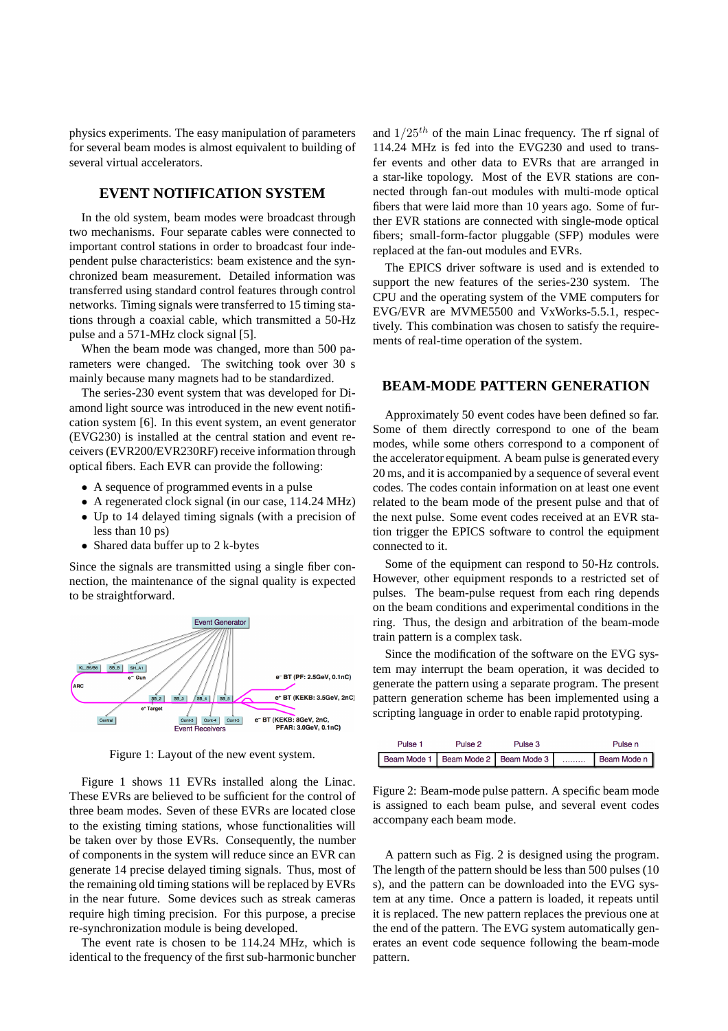physics experiments. The easy manipulation of parameters for several beam modes is almost equivalent to building of several virtual accelerators.

## EVENT NOTIFICATION SYSTEM

In the old system, beam modes were broadcast through two mechanisms. Four separate cables were connected to important control stations in order to broadcast four independent pulse characteristics: beam existence and the synchronized beam measurement. Detailed information was transferred using standard control features through control networks. Timing signals were transferred to 15 timing stations through a coaxial cable, which transmitted a 50-Hz pulse and a 571-MHz clock signal [5].

When the beam mode was changed, more than 500 parameters were changed. The switching took over 30 s mainly because many magnets had to be standardized.

The series-230 event system that was developed for Diamond light source was introduced in the new event notification system [6]. In this event system, an event generator (EVG230) is installed at the central station and event receivers (EVR200/EVR230RF) receive information through optical fibers. Each EVR can provide the following:

- A sequence of programmed events in a pulse
- A regenerated clock signal (in our case, 114.24 MHz)
- Up to 14 delayed timing signals (with a precision of less than 10 ps)
- Shared data buffer up to 2 k-bytes

Since the signals are transmitted using a single fiber connection, the maintenance of the signal quality is expected to be straightforward.

Event Generator
KL_B5/B6
SB_B
SH_A1
e⁻ Gun
ARC
SB_2
SB_3
SB_4
SB_5
e⁺ Target
Central
Cont-3
Cont-4
Cont-5
Event Receivers
e⁻ BT (PF: 2.5GeV, 0.1nC)
e⁺ BT (KEKB: 3.5GeV, 2nC)
e⁻ BT (KEKB: 8GeV, 2nC, PFAR: 3.0GeV, 0.1nC)

Figure 1: Layout of the new event system.

Figure 1 shows 11 EVRs installed along the Linac. These EVRs are believed to be sufficient for the control of three beam modes. Seven of these EVRs are located close to the existing timing stations, whose functionalities will be taken over by those EVRs. Consequently, the number of components in the system will reduce since an EVR can generate 14 precise delayed timing signals. Thus, most of the remaining old timing stations will be replaced by EVRs in the near future. Some devices such as streak cameras require high timing precision. For this purpose, a precise re-synchronization module is being developed.

The event rate is chosen to be 114.24 MHz, which is identical to the frequency of the first sub-harmonic buncher and $1/25^{th}$ of the main Linac frequency. The rf signal of 114.24 MHz is fed into the EVG230 and used to transfer events and other data to EVRs that are arranged in a star-like topology. Most of the EVR stations are connected through fan-out modules with multi-mode optical fibers that were laid more than 10 years ago. Some of further EVR stations are connected with single-mode optical fibers; small-form-factor pluggable (SFP) modules were replaced at the fan-out modules and EVRs.

The EPICS driver software is used and is extended to support the new features of the series-230 system. The CPU and the operating system of the VME computers for EVG/EVR are MVME5500 and VxWorks-5.5.1, respectively. This combination was chosen to satisfy the requirements of real-time operation of the system.

## BEAM-MODE PATTERN GENERATION

Approximately 50 event codes have been defined so far. Some of them directly correspond to one of the beam modes, while some others correspond to a component of the accelerator equipment. A beam pulse is generated every 20 ms, and it is accompanied by a sequence of several event codes. The codes contain information on at least one event related to the beam mode of the present pulse and that of the next pulse. Some event codes received at an EVR station trigger the EPICS software to control the equipment connected to it.

Some of the equipment can respond to 50-Hz controls. However, other equipment responds to a restricted set of pulses. The beam-pulse request from each ring depends on the beam conditions and experimental conditions in the ring. Thus, the design and arbitration of the beam-mode train pattern is a complex task.

Since the modification of the software on the EVG system may interrupt the beam operation, it was decided to generate the pattern using a separate program. The present pattern generation scheme has been implemented using a scripting language in order to enable rapid prototyping.

Pulse 1 Pulse 2 Pulse 3 Pulse n
Beam Mode 1 Beam Mode 2 Beam Mode 3 ......... Beam Mode n

Figure 2: Beam-mode pulse pattern. A specific beam mode is assigned to each beam pulse, and several event codes accompany each beam mode.

A pattern such as Fig. 2 is designed using the program. The length of the pattern should be less than 500 pulses (10 s), and the pattern can be downloaded into the EVG system at any time. Once a pattern is loaded, it repeats until it is replaced. The new pattern replaces the previous one at the end of the pattern. The EVG system automatically generates an event code sequence following the beam-mode pattern.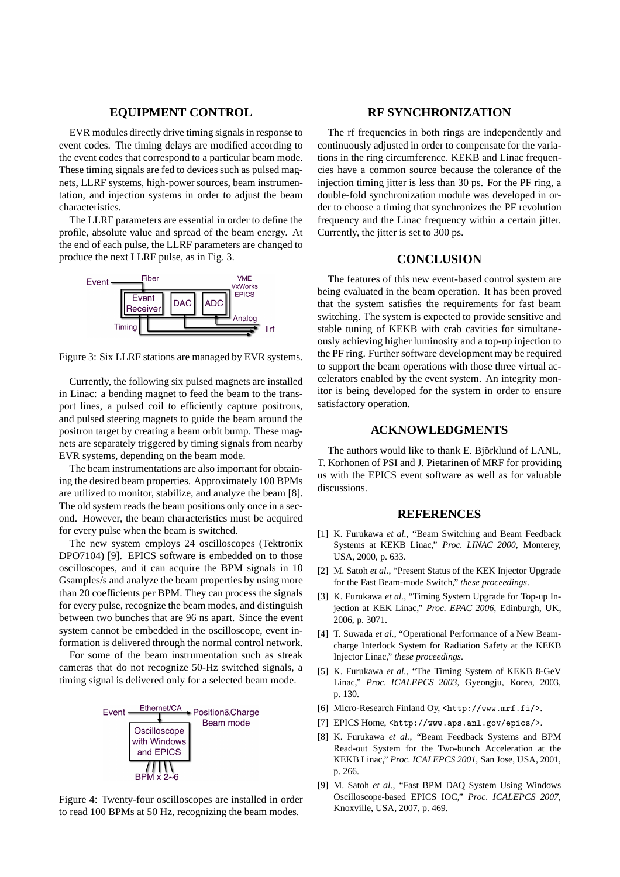## EQUIPMENT CONTROL

EVR modules directly drive timing signals in response to event codes. The timing delays are modified according to the event codes that correspond to a particular beam mode. These timing signals are fed to devices such as pulsed magnets, LLRF systems, high-power sources, beam instrumentation, and injection systems in order to adjust the beam characteristics.

The LLRF parameters are essential in order to define the profile, absolute value and spread of the beam energy. At the end of each pulse, the LLRF parameters are changed to produce the next LLRF pulse, as in Fig. 3.

Event
Fiber
VME
VxWorks
EPICS
Event Receiver
DAC
ADC
Analog
Timing
llrf

Figure 3: Six LLRF stations are managed by EVR systems.

Currently, the following six pulsed magnets are installed in Linac: a bending magnet to feed the beam to the transport lines, a pulsed coil to efficiently capture positrons, and pulsed steering magnets to guide the beam around the positron target by creating a beam orbit bump. These magnets are separately triggered by timing signals from nearby EVR systems, depending on the beam mode.

The beam instrumentations are also important for obtaining the desired beam properties. Approximately 100 BPMs are utilized to monitor, stabilize, and analyze the beam [8]. The old system reads the beam positions only once in a second. However, the beam characteristics must be acquired for every pulse when the beam is switched.

The new system employs 24 oscilloscopes (Tektronix DPO7104) [9]. EPICS software is embedded on to those oscilloscopes, and it can acquire the BPM signals in 10 Gsamples/s and analyze the beam properties by using more than 20 coefficients per BPM. They can process the signals for every pulse, recognize the beam modes, and distinguish between two bunches that are 96 ns apart. Since the event system cannot be embedded in the oscilloscope, event information is delivered through the normal control network.

For some of the beam instrumentation such as streak cameras that do not recognize 50-Hz switched signals, a timing signal is delivered only for a selected beam mode.

Event
Ethernet/CA
Position&Charge
Beam mode
Oscilloscope with Windows and EPICS
BPM x 2~6

Figure 4: Twenty-four oscilloscopes are installed in order to read 100 BPMs at 50 Hz, recognizing the beam modes.

## RF SYNCHRONIZATION

The rf frequencies in both rings are independently and continuously adjusted in order to compensate for the variations in the ring circumference. KEKB and Linac frequencies have a common source because the tolerance of the injection timing jitter is less than 30 ps. For the PF ring, a double-fold synchronization module was developed in order to choose a timing that synchronizes the PF revolution frequency and the Linac frequency within a certain jitter. Currently, the jitter is set to 300 ps.

## CONCLUSION

The features of this new event-based control system are being evaluated in the beam operation. It has been proved that the system satisfies the requirements for fast beam switching. The system is expected to provide sensitive and stable tuning of KEKB with crab cavities for simultaneously achieving higher luminosity and a top-up injection to the PF ring. Further software development may be required to support the beam operations with those three virtual accelerators enabled by the event system. An integrity monitor is being developed for the system in order to ensure satisfactory operation.

## ACKNOWLEDGMENTS

The authors would like to thank E. Björklund of LANL, T. Korhonen of PSI and J. Pietarinen of MRF for providing us with the EPICS event software as well as for valuable discussions.

## REFERENCES

[1] K. Furukawa *et al.*, "Beam Switching and Beam Feedback Systems at KEKB Linac," *Proc. LINAC 2000*, Monterey, USA, 2000, p. 633.

[2] M. Satoh *et al.*, "Present Status of the KEK Injector Upgrade for the Fast Beam-mode Switch," *these proceedings*.

[3] K. Furukawa *et al.*, "Timing System Upgrade for Top-up Injection at KEK Linac," *Proc. EPAC 2006*, Edinburgh, UK, 2006, p. 3071.

[4] T. Suwada *et al.*, "Operational Performance of a New Beam-charge Interlock System for Radiation Safety at the KEKB Injector Linac," *these proceedings*.

[5] K. Furukawa *et al.*, "The Timing System of KEKB 8-GeV Linac," *Proc. ICALEPCS 2003*, Gyeongju, Korea, 2003, p. 130.

[6] Micro-Research Finland Oy, <http://www.mrf.fi/>.

[7] EPICS Home, <http://www.aps.anl.gov/epics/>.

[8] K. Furukawa *et al.*, "Beam Feedback Systems and BPM Read-out System for the Two-bunch Acceleration at the KEKB Linac," *Proc. ICALEPCS 2001*, San Jose, USA, 2001, p. 266.

[9] M. Satoh *et al.*, "Fast BPM DAQ System Using Windows Oscilloscope-based EPICS IOC," *Proc. ICALEPCS 2007*, Knoxville, USA, 2007, p. 469.